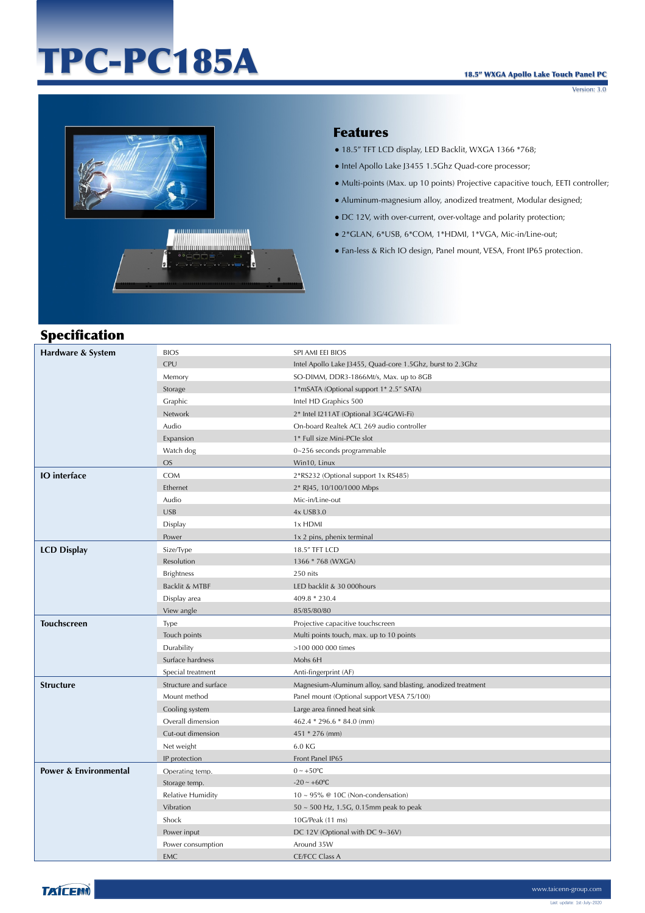# TPC-PC185A

**18.5" WXGA Apollo Lake Touch Panel PC**

Version: 3.0

## Features

- 18.5" TFT LCD display, LED Backlit, WXGA 1366 *768;
- Intel Apollo Lake J3455 1.5Ghz Quad-core processor;
- Multi-points (Max. up 10 points) Projective capacitive touch, EETI controller;
- Aluminum-magnesium alloy, anodized treatment, Modular designed;
- DC 12V, with over-current, over-voltage and polarity protection;
- 2*GLAN, 6*USB, 6*COM, 1*HDMI, 1*VGA, Mic-in/Line-out;
- Fan-less & Rich IO design, Panel mount, VESA, Front IP65 protection.

## Specification

| | | |
|---|---|---|
| **Hardware & System** | BIOS | SPI AMI EEI BIOS |
| | CPU | Intel Apollo Lake J3455, Quad-core 1.5Ghz, burst to 2.3Ghz |
| | Memory | SO-DIMM, DDR3-1866Mt/s, Max. up to 8GB |
| | Storage | 1*mSATA (Optional support 1* 2.5" SATA) |
| | Graphic | Intel HD Graphics 500 |
| | Network | 2* Intel I211AT (Optional 3G/4G/Wi-Fi) |
| | Audio | On-board Realtek ACL 269 audio controller |
| | Expansion | 1* Full size Mini-PCIe slot |
| | Watch dog | 0~256 seconds programmable |
| | OS | Win10, Linux |
| **IO interface** | COM | 2*RS232 (Optional support 1x RS485) |
| | Ethernet | 2* RJ45, 10/100/1000 Mbps |
| | Audio | Mic-in/Line-out |
| | USB | 4x USB3.0 |
| | Display | 1x HDMI |
| | Power | 1x 2 pins, phenix terminal |
| **LCD Display** | Size/Type | 18.5" TFT LCD |
| | Resolution | 1366 * 768 (WXGA) |
| | Brightness | 250 nits |
| | Backlit & MTBF | LED backlit & 30 000hours |
| | Display area | 409.8 * 230.4 |
| | View angle | 85/85/80/80 |
| **Touchscreen** | Type | Projective capacitive touchscreen |
| | Touch points | Multi points touch, max. up to 10 points |
| | Durability | >100 000 000 times |
| | Surface hardness | Mohs 6H |
| | Special treatment | Anti-fingerprint (AF) |
| **Structure** | Structure and surface | Magnesium-Aluminum alloy, sand blasting, anodized treatment |
| | Mount method | Panel mount (Optional support VESA 75/100) |
| | Cooling system | Large area finned heat sink |
| | Overall dimension | 462.4 * 296.6 * 84.0 (mm) |
| | Cut-out dimension | 451 * 276 (mm) |
| | Net weight | 6.0 KG |
| | IP protection | Front Panel IP65 |
| **Power & Environmental** | Operating temp. | 0 ~ +50℃ |
| | Storage temp. | -20 ~ +60℃ |
| | Relative Humidity | 10 ~ 95% @ 10C (Non-condensation) |
| | Vibration | 50 ~ 500 Hz, 1.5G, 0.15mm peak to peak |
| | Shock | 10G/Peak (11 ms) |
| | Power input | DC 12V (Optional with DC 9~36V) |
| | Power consumption | Around 35W |
| | EMC | CE/FCC Class A |

TAICENN

www.taicenn-group.com

Last update: 1st-July-2020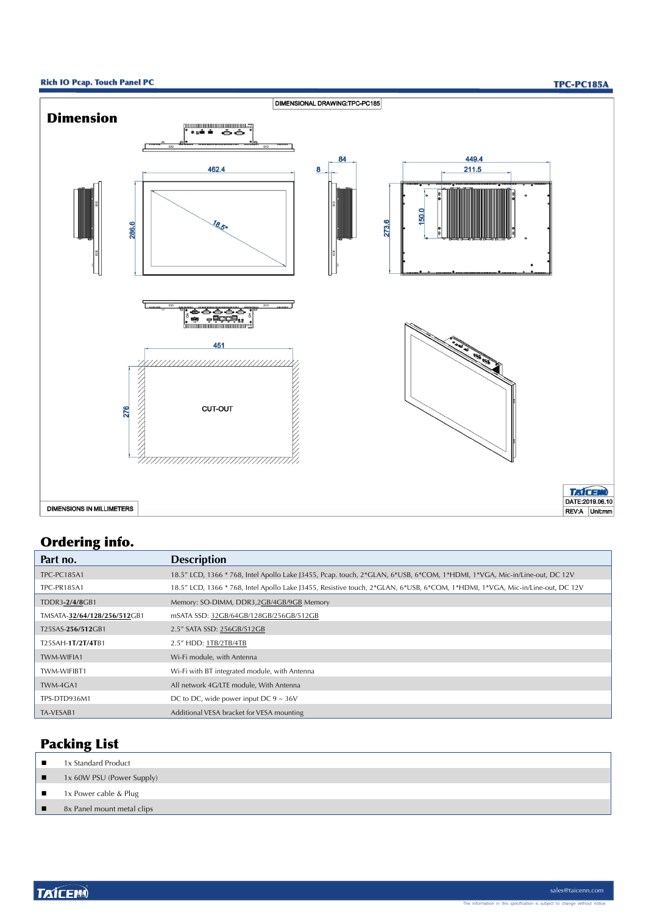## Dimension

DIMENSIONAL DRAWING:TPC-PC185

462.4

8

84

449.4

211.5

286.6

18.5"

273.6

150.0

451

276

CUT-OUT

DIMENSIONS IN MILLIMETERS

DATE:2019.06.10

REV:A Unit:mm

## Ordering info.

| Part no. | Description |
|---|---|
| TPC-PC185A1 | 18.5" LCD, 1366 * 768, Intel Apollo Lake J3455, Pcap. touch, 2*GLAN, 6*USB, 6*COM, 1*HDMI, 1*VGA, Mic-in/Line-out, DC 12V |
| TPC-PR185A1 | 18.5" LCD, 1366 * 768, Intel Apollo Lake J3455, Resistive touch, 2*GLAN, 6*USB, 6*COM, 1*HDMI, 1*VGA, Mic-in/Line-out, DC 12V |
| TDDR3-**2/4/8**GB1 | Memory: SO-DIMM, DDR3,2GB/4GB/9GB Memory |
| TMSATA-**32/64/128/256/512**GB1 | mSATA SSD: 32GB/64GB/128GB/256GB/512GB |
| T25SAS-**256/512**GB1 | 2.5" SATA SSD: 256GB/512GB |
| T25SAH-**1T/2T/4T**B1 | 2.5" HDD: 1TB/2TB/4TB |
| TWM-WIFIA1 | Wi-Fi module, with Antenna |
| TWM-WIFIBT1 | Wi-Fi with BT integrated module, with Antenna |
| TWM-4GA1 | All network 4G/LTE module, With Antenna |
| TPS-DTD936M1 | DC to DC, wide power input DC 9 ~ 36V |
| TA-VESAB1 | Additional VESA bracket for VESA mounting |

## Packing List

- 1x Standard Product
- 1x 60W PSU (Power Supply)
- 1x Power cable & Plug
- 8x Panel mount metal clips

sales@taicenn.com

The information in this specification is subject to change without notice